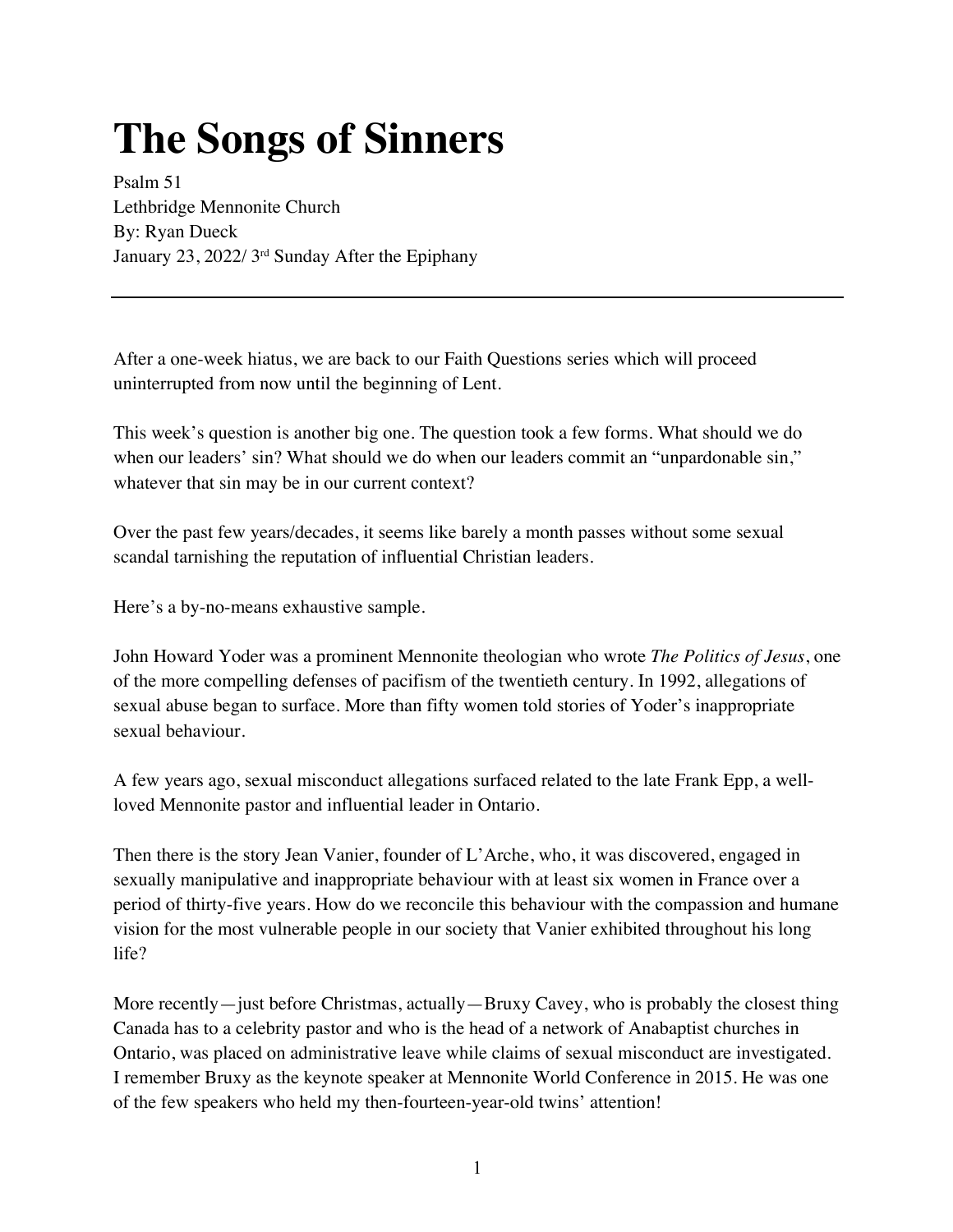# The Songs of Sinners

Psalm 51
Lethbridge Mennonite Church
By: Ryan Dueck
January 23, 2022/ 3rd Sunday After the Epiphany

---

After a one-week hiatus, we are back to our Faith Questions series which will proceed uninterrupted from now until the beginning of Lent.

This week's question is another big one. The question took a few forms. What should we do when our leaders' sin? What should we do when our leaders commit an "unpardonable sin," whatever that sin may be in our current context?

Over the past few years/decades, it seems like barely a month passes without some sexual scandal tarnishing the reputation of influential Christian leaders.

Here's a by-no-means exhaustive sample.

John Howard Yoder was a prominent Mennonite theologian who wrote *The Politics of Jesus*, one of the more compelling defenses of pacifism of the twentieth century. In 1992, allegations of sexual abuse began to surface. More than fifty women told stories of Yoder's inappropriate sexual behaviour.

A few years ago, sexual misconduct allegations surfaced related to the late Frank Epp, a well-loved Mennonite pastor and influential leader in Ontario.

Then there is the story Jean Vanier, founder of L'Arche, who, it was discovered, engaged in sexually manipulative and inappropriate behaviour with at least six women in France over a period of thirty-five years. How do we reconcile this behaviour with the compassion and humane vision for the most vulnerable people in our society that Vanier exhibited throughout his long life?

More recently—just before Christmas, actually—Bruxy Cavey, who is probably the closest thing Canada has to a celebrity pastor and who is the head of a network of Anabaptist churches in Ontario, was placed on administrative leave while claims of sexual misconduct are investigated. I remember Bruxy as the keynote speaker at Mennonite World Conference in 2015. He was one of the few speakers who held my then-fourteen-year-old twins' attention!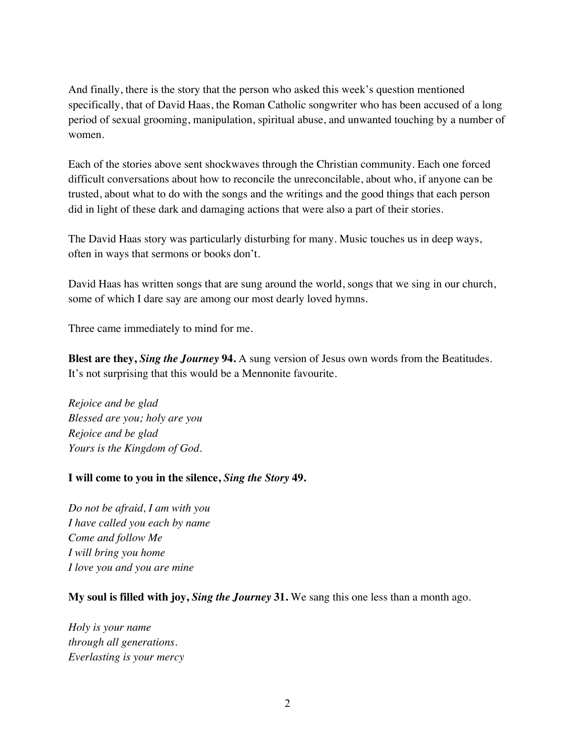And finally, there is the story that the person who asked this week's question mentioned specifically, that of David Haas, the Roman Catholic songwriter who has been accused of a long period of sexual grooming, manipulation, spiritual abuse, and unwanted touching by a number of women.

Each of the stories above sent shockwaves through the Christian community. Each one forced difficult conversations about how to reconcile the unreconcilable, about who, if anyone can be trusted, about what to do with the songs and the writings and the good things that each person did in light of these dark and damaging actions that were also a part of their stories.

The David Haas story was particularly disturbing for many. Music touches us in deep ways, often in ways that sermons or books don't.

David Haas has written songs that are sung around the world, songs that we sing in our church, some of which I dare say are among our most dearly loved hymns.

Three came immediately to mind for me.

**Blest are they, *Sing the Journey* 94.** A sung version of Jesus own words from the Beatitudes. It's not surprising that this would be a Mennonite favourite.

*Rejoice and be glad*
*Blessed are you; holy are you*
*Rejoice and be glad*
*Yours is the Kingdom of God.*

**I will come to you in the silence, *Sing the Story* 49.**

*Do not be afraid, I am with you*
*I have called you each by name*
*Come and follow Me*
*I will bring you home*
*I love you and you are mine*

**My soul is filled with joy, *Sing the Journey* 31.** We sang this one less than a month ago.

*Holy is your name*
*through all generations.*
*Everlasting is your mercy*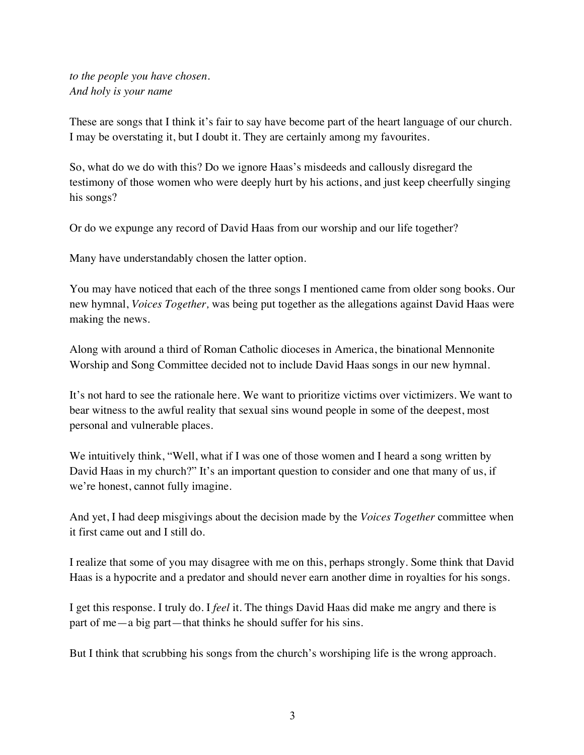*to the people you have chosen.*  
*And holy is your name*

These are songs that I think it's fair to say have become part of the heart language of our church. I may be overstating it, but I doubt it. They are certainly among my favourites.

So, what do we do with this? Do we ignore Haas's misdeeds and callously disregard the testimony of those women who were deeply hurt by his actions, and just keep cheerfully singing his songs?

Or do we expunge any record of David Haas from our worship and our life together?

Many have understandably chosen the latter option.

You may have noticed that each of the three songs I mentioned came from older song books. Our new hymnal, *Voices Together,* was being put together as the allegations against David Haas were making the news.

Along with around a third of Roman Catholic dioceses in America, the binational Mennonite Worship and Song Committee decided not to include David Haas songs in our new hymnal.

It's not hard to see the rationale here. We want to prioritize victims over victimizers. We want to bear witness to the awful reality that sexual sins wound people in some of the deepest, most personal and vulnerable places.

We intuitively think, "Well, what if I was one of those women and I heard a song written by David Haas in my church?" It's an important question to consider and one that many of us, if we're honest, cannot fully imagine.

And yet, I had deep misgivings about the decision made by the *Voices Together* committee when it first came out and I still do.

I realize that some of you may disagree with me on this, perhaps strongly. Some think that David Haas is a hypocrite and a predator and should never earn another dime in royalties for his songs.

I get this response. I truly do. I *feel* it. The things David Haas did make me angry and there is part of me—a big part—that thinks he should suffer for his sins.

But I think that scrubbing his songs from the church's worshiping life is the wrong approach.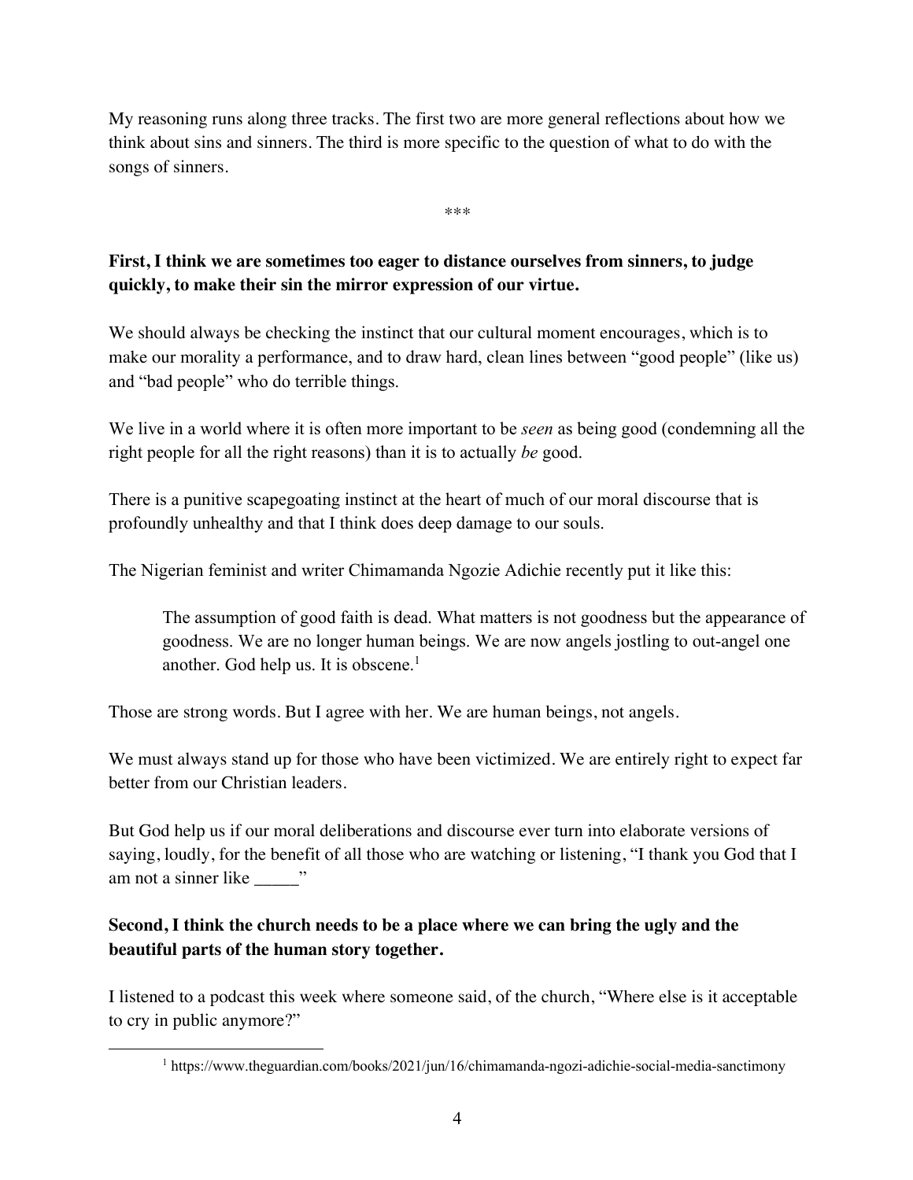My reasoning runs along three tracks. The first two are more general reflections about how we think about sins and sinners. The third is more specific to the question of what to do with the songs of sinners.

***

**First, I think we are sometimes too eager to distance ourselves from sinners, to judge quickly, to make their sin the mirror expression of our virtue.**

We should always be checking the instinct that our cultural moment encourages, which is to make our morality a performance, and to draw hard, clean lines between "good people" (like us) and "bad people" who do terrible things.

We live in a world where it is often more important to be *seen* as being good (condemning all the right people for all the right reasons) than it is to actually *be* good.

There is a punitive scapegoating instinct at the heart of much of our moral discourse that is profoundly unhealthy and that I think does deep damage to our souls.

The Nigerian feminist and writer Chimamanda Ngozie Adichie recently put it like this:

> The assumption of good faith is dead. What matters is not goodness but the appearance of goodness. We are no longer human beings. We are now angels jostling to out-angel one another. God help us. It is obscene.[1]

Those are strong words. But I agree with her. We are human beings, not angels.

We must always stand up for those who have been victimized. We are entirely right to expect far better from our Christian leaders.

But God help us if our moral deliberations and discourse ever turn into elaborate versions of saying, loudly, for the benefit of all those who are watching or listening, "I thank you God that I am not a sinner like _____"

**Second, I think the church needs to be a place where we can bring the ugly and the beautiful parts of the human story together.**

I listened to a podcast this week where someone said, of the church, "Where else is it acceptable to cry in public anymore?"

[1] https://www.theguardian.com/books/2021/jun/16/chimamanda-ngozi-adichie-social-media-sanctimony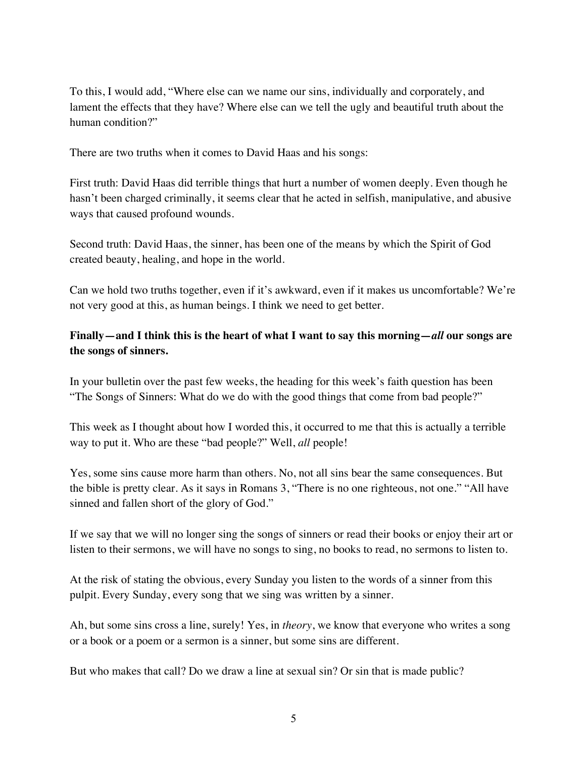To this, I would add, “Where else can we name our sins, individually and corporately, and lament the effects that they have? Where else can we tell the ugly and beautiful truth about the human condition?”

There are two truths when it comes to David Haas and his songs:

First truth: David Haas did terrible things that hurt a number of women deeply. Even though he hasn’t been charged criminally, it seems clear that he acted in selfish, manipulative, and abusive ways that caused profound wounds.

Second truth: David Haas, the sinner, has been one of the means by which the Spirit of God created beauty, healing, and hope in the world.

Can we hold two truths together, even if it’s awkward, even if it makes us uncomfortable? We’re not very good at this, as human beings. I think we need to get better.

**Finally—and I think this is the heart of what I want to say this morning—*all* our songs are the songs of sinners.**

In your bulletin over the past few weeks, the heading for this week’s faith question has been “The Songs of Sinners: What do we do with the good things that come from bad people?”

This week as I thought about how I worded this, it occurred to me that this is actually a terrible way to put it. Who are these “bad people?” Well, *all* people!

Yes, some sins cause more harm than others. No, not all sins bear the same consequences. But the bible is pretty clear. As it says in Romans 3, “There is no one righteous, not one.” “All have sinned and fallen short of the glory of God.”

If we say that we will no longer sing the songs of sinners or read their books or enjoy their art or listen to their sermons, we will have no songs to sing, no books to read, no sermons to listen to.

At the risk of stating the obvious, every Sunday you listen to the words of a sinner from this pulpit. Every Sunday, every song that we sing was written by a sinner.

Ah, but some sins cross a line, surely! Yes, in *theory*, we know that everyone who writes a song or a book or a poem or a sermon is a sinner, but some sins are different.

But who makes that call? Do we draw a line at sexual sin? Or sin that is made public?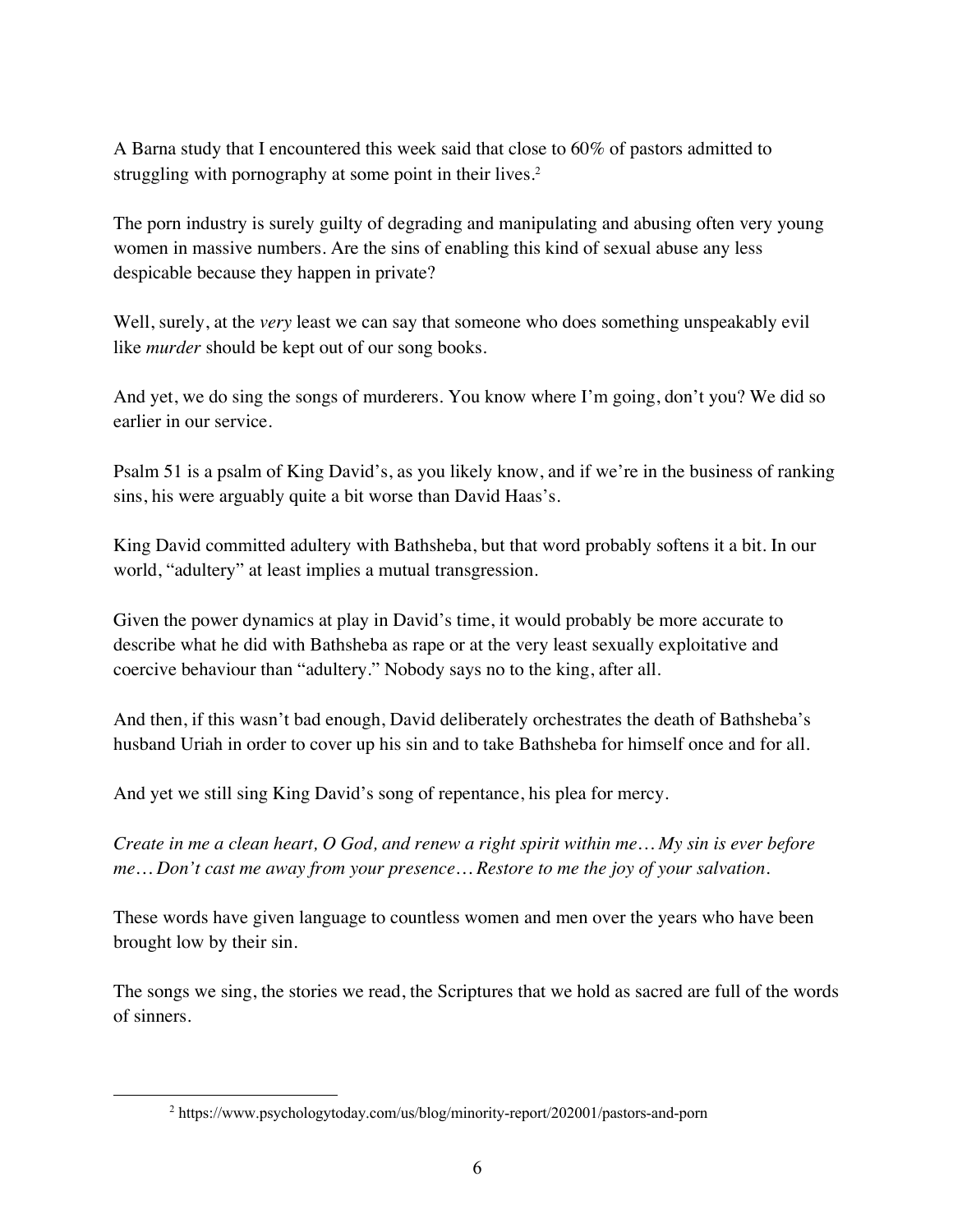A Barna study that I encountered this week said that close to 60% of pastors admitted to struggling with pornography at some point in their lives.[2]

The porn industry is surely guilty of degrading and manipulating and abusing often very young women in massive numbers. Are the sins of enabling this kind of sexual abuse any less despicable because they happen in private?

Well, surely, at the *very* least we can say that someone who does something unspeakably evil like *murder* should be kept out of our song books.

And yet, we do sing the songs of murderers. You know where I'm going, don't you? We did so earlier in our service.

Psalm 51 is a psalm of King David's, as you likely know, and if we're in the business of ranking sins, his were arguably quite a bit worse than David Haas's.

King David committed adultery with Bathsheba, but that word probably softens it a bit. In our world, "adultery" at least implies a mutual transgression.

Given the power dynamics at play in David's time, it would probably be more accurate to describe what he did with Bathsheba as rape or at the very least sexually exploitative and coercive behaviour than "adultery." Nobody says no to the king, after all.

And then, if this wasn't bad enough, David deliberately orchestrates the death of Bathsheba's husband Uriah in order to cover up his sin and to take Bathsheba for himself once and for all.

And yet we still sing King David's song of repentance, his plea for mercy.

*Create in me a clean heart, O God, and renew a right spirit within me… My sin is ever before me… Don't cast me away from your presence… Restore to me the joy of your salvation.*

These words have given language to countless women and men over the years who have been brought low by their sin.

The songs we sing, the stories we read, the Scriptures that we hold as sacred are full of the words of sinners.

---

[2] https://www.psychologytoday.com/us/blog/minority-report/202001/pastors-and-porn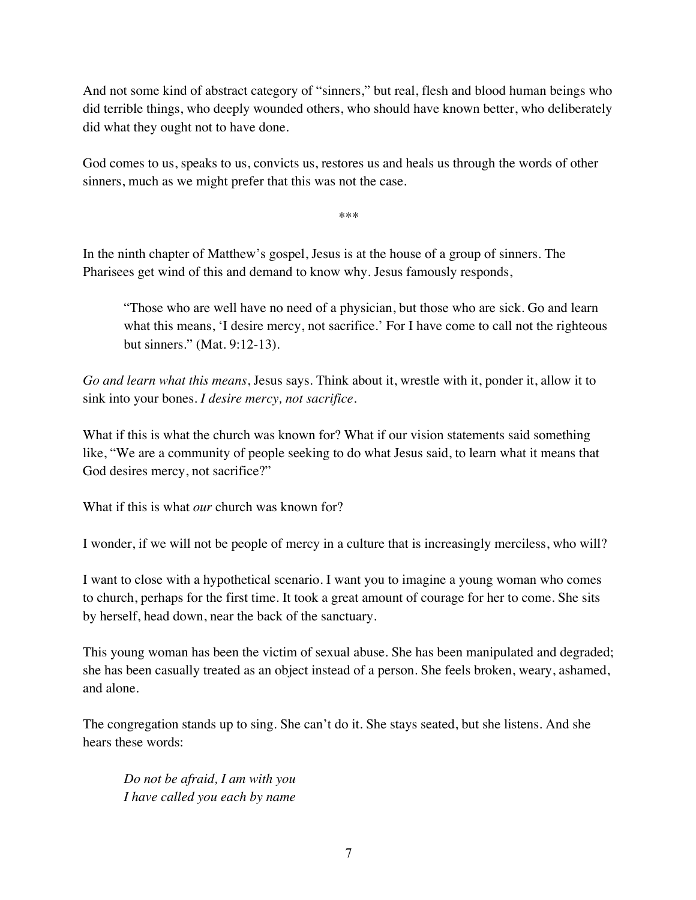And not some kind of abstract category of "sinners," but real, flesh and blood human beings who did terrible things, who deeply wounded others, who should have known better, who deliberately did what they ought not to have done.

God comes to us, speaks to us, convicts us, restores us and heals us through the words of other sinners, much as we might prefer that this was not the case.

\*\*\*

In the ninth chapter of Matthew's gospel, Jesus is at the house of a group of sinners. The Pharisees get wind of this and demand to know why. Jesus famously responds,

> "Those who are well have no need of a physician, but those who are sick. Go and learn what this means, 'I desire mercy, not sacrifice.' For I have come to call not the righteous but sinners." (Mat. 9:12-13).

*Go and learn what this means*, Jesus says. Think about it, wrestle with it, ponder it, allow it to sink into your bones. *I desire mercy, not sacrifice*.

What if this is what the church was known for? What if our vision statements said something like, "We are a community of people seeking to do what Jesus said, to learn what it means that God desires mercy, not sacrifice?"

What if this is what *our* church was known for?

I wonder, if we will not be people of mercy in a culture that is increasingly merciless, who will?

I want to close with a hypothetical scenario. I want you to imagine a young woman who comes to church, perhaps for the first time. It took a great amount of courage for her to come. She sits by herself, head down, near the back of the sanctuary.

This young woman has been the victim of sexual abuse. She has been manipulated and degraded; she has been casually treated as an object instead of a person. She feels broken, weary, ashamed, and alone.

The congregation stands up to sing. She can't do it. She stays seated, but she listens. And she hears these words:

> *Do not be afraid, I am with you*
> *I have called you each by name*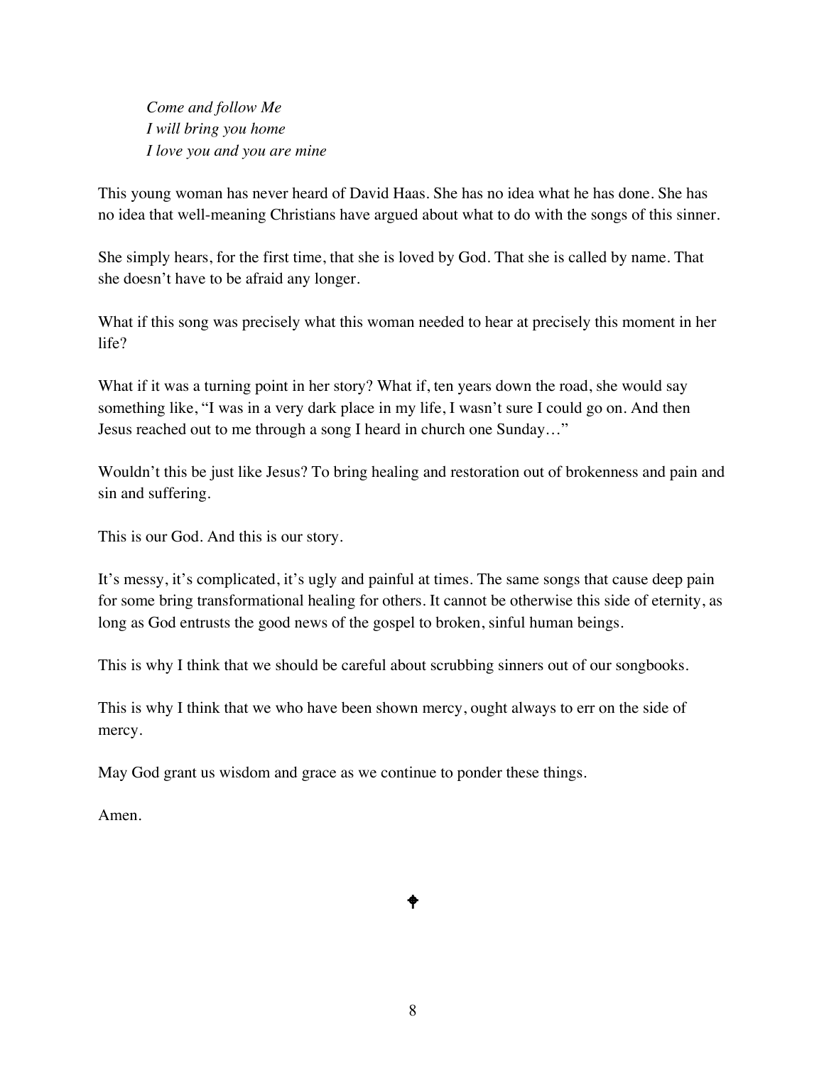*Come and follow Me*
*I will bring you home*
*I love you and you are mine*

This young woman has never heard of David Haas. She has no idea what he has done. She has no idea that well-meaning Christians have argued about what to do with the songs of this sinner.

She simply hears, for the first time, that she is loved by God. That she is called by name. That she doesn't have to be afraid any longer.

What if this song was precisely what this woman needed to hear at precisely this moment in her life?

What if it was a turning point in her story? What if, ten years down the road, she would say something like, "I was in a very dark place in my life, I wasn't sure I could go on. And then Jesus reached out to me through a song I heard in church one Sunday…"

Wouldn't this be just like Jesus? To bring healing and restoration out of brokenness and pain and sin and suffering.

This is our God. And this is our story.

It's messy, it's complicated, it's ugly and painful at times. The same songs that cause deep pain for some bring transformational healing for others. It cannot be otherwise this side of eternity, as long as God entrusts the good news of the gospel to broken, sinful human beings.

This is why I think that we should be careful about scrubbing sinners out of our songbooks.

This is why I think that we who have been shown mercy, ought always to err on the side of mercy.

May God grant us wisdom and grace as we continue to ponder these things.

Amen.

✠